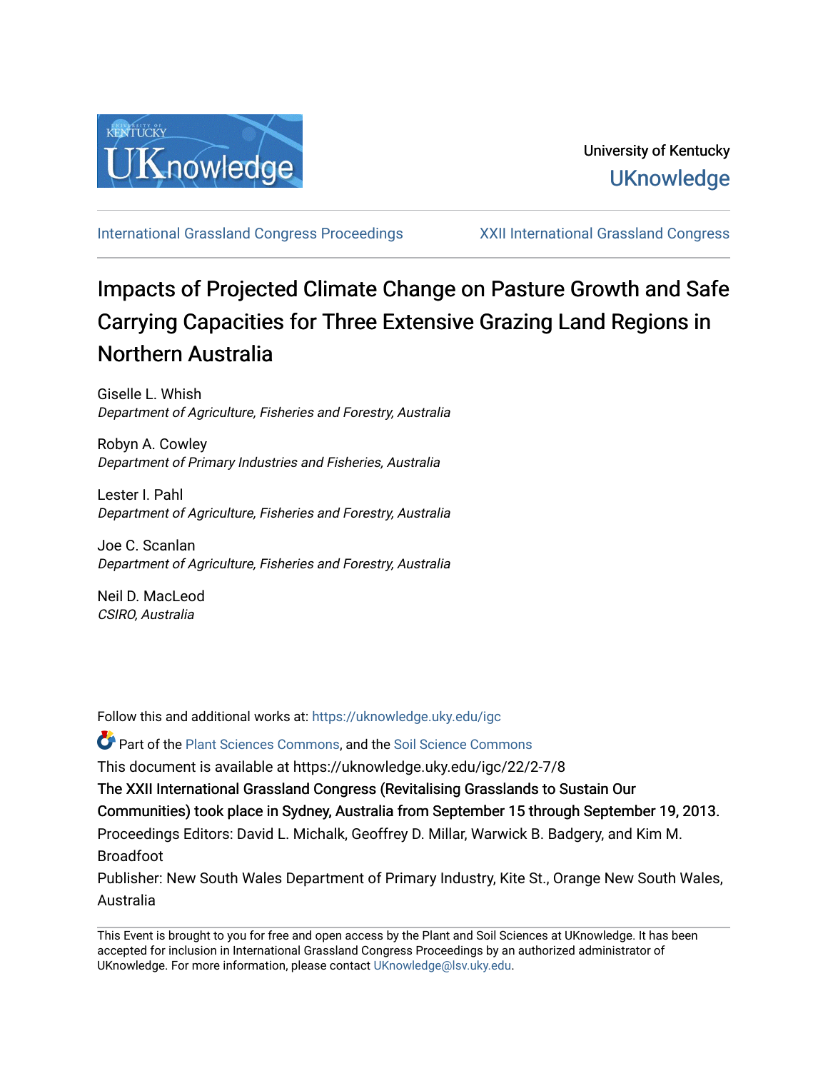University of Kentucky

UKnowledge

International Grassland Congress Proceedings | XXII International Grassland Congress

# Impacts of Projected Climate Change on Pasture Growth and Safe Carrying Capacities for Three Extensive Grazing Land Regions in Northern Australia

Giselle L. Whish
*Department of Agriculture, Fisheries and Forestry, Australia*

Robyn A. Cowley
*Department of Primary Industries and Fisheries, Australia*

Lester I. Pahl
*Department of Agriculture, Fisheries and Forestry, Australia*

Joe C. Scanlan
*Department of Agriculture, Fisheries and Forestry, Australia*

Neil D. MacLeod
*CSIRO, Australia*

Follow this and additional works at: https://uknowledge.uky.edu/igc

Part of the Plant Sciences Commons, and the Soil Science Commons

This document is available at https://uknowledge.uky.edu/igc/22/2-7/8

The XXII International Grassland Congress (Revitalising Grasslands to Sustain Our Communities) took place in Sydney, Australia from September 15 through September 19, 2013.

Proceedings Editors: David L. Michalk, Geoffrey D. Millar, Warwick B. Badgery, and Kim M. Broadfoot

Publisher: New South Wales Department of Primary Industry, Kite St., Orange New South Wales, Australia

This Event is brought to you for free and open access by the Plant and Soil Sciences at UKnowledge. It has been accepted for inclusion in International Grassland Congress Proceedings by an authorized administrator of UKnowledge. For more information, please contact UKnowledge@lsv.uky.edu.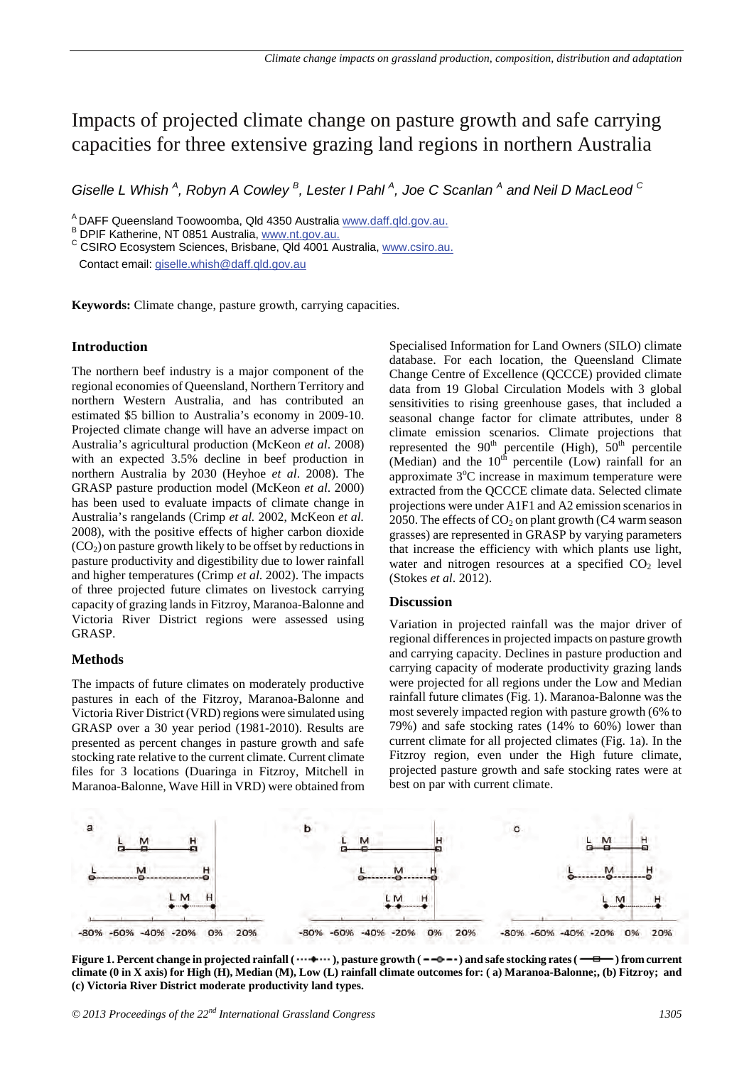# Impacts of projected climate change on pasture growth and safe carrying capacities for three extensive grazing land regions in northern Australia

*Giselle L Whish [A], Robyn A Cowley [B], Lester I Pahl [A], Joe C Scanlan [A] and Neil D MacLeod [C]*

[A] DAFF Queensland Toowoomba, Qld 4350 Australia www.daff.qld.gov.au.
[B] DPIF Katherine, NT 0851 Australia, www.nt.gov.au.
[C] CSIRO Ecosystem Sciences, Brisbane, Qld 4001 Australia, www.csiro.au.
Contact email: giselle.whish@daff.qld.gov.au

**Keywords:** Climate change, pasture growth, carrying capacities.

## Introduction

The northern beef industry is a major component of the regional economies of Queensland, Northern Territory and northern Western Australia, and has contributed an estimated $5 billion to Australia's economy in 2009-10. Projected climate change will have an adverse impact on Australia's agricultural production (McKeon *et al*. 2008) with an expected 3.5% decline in beef production in northern Australia by 2030 (Heyhoe *et al*. 2008). The GRASP pasture production model (McKeon *et al*. 2000) has been used to evaluate impacts of climate change in Australia's rangelands (Crimp *et al.* 2002, McKeon *et al.* 2008), with the positive effects of higher carbon dioxide ($CO_2$) on pasture growth likely to be offset by reductions in pasture productivity and digestibility due to lower rainfall and higher temperatures (Crimp *et al*. 2002). The impacts of three projected future climates on livestock carrying capacity of grazing lands in Fitzroy, Maranoa-Balonne and Victoria River District regions were assessed using GRASP.

## Methods

The impacts of future climates on moderately productive pastures in each of the Fitzroy, Maranoa-Balonne and Victoria River District (VRD) regions were simulated using GRASP over a 30 year period (1981-2010). Results are presented as percent changes in pasture growth and safe stocking rate relative to the current climate. Current climate files for 3 locations (Duaringa in Fitzroy, Mitchell in Maranoa-Balonne, Wave Hill in VRD) were obtained from Specialised Information for Land Owners (SILO) climate database. For each location, the Queensland Climate Change Centre of Excellence (QCCCE) provided climate data from 19 Global Circulation Models with 3 global sensitivities to rising greenhouse gases, that included a seasonal change factor for climate attributes, under 8 climate emission scenarios. Climate projections that represented the 90th percentile (High), 50th percentile (Median) and the 10th percentile (Low) rainfall for an approximate 3°C increase in maximum temperature were extracted from the QCCCE climate data. Selected climate projections were under A1F1 and A2 emission scenarios in 2050. The effects of $CO_2$ on plant growth (C4 warm season grasses) are represented in GRASP by varying parameters that increase the efficiency with which plants use light, water and nitrogen resources at a specified $CO_2$ level (Stokes *et al*. 2012).

## Discussion

Variation in projected rainfall was the major driver of regional differences in projected impacts on pasture growth and carrying capacity. Declines in pasture production and carrying capacity of moderate productivity grazing lands were projected for all regions under the Low and Median rainfall future climates (Fig. 1). Maranoa-Balonne was the most severely impacted region with pasture growth (6% to 79%) and safe stocking rates (14% to 60%) lower than current climate for all projected climates (Fig. 1a). In the Fitzroy region, even under the High future climate, projected pasture growth and safe stocking rates were at best on par with current climate.

**Figure 1. Percent change in projected rainfall (···◆···), pasture growth (--●--) and safe stocking rates (—■—) from current climate (0 in X axis) for High (H), Median (M), Low (L) rainfall climate outcomes for: ( a) Maranoa-Balonne;, (b) Fitzroy; and (c) Victoria River District moderate productivity land types.**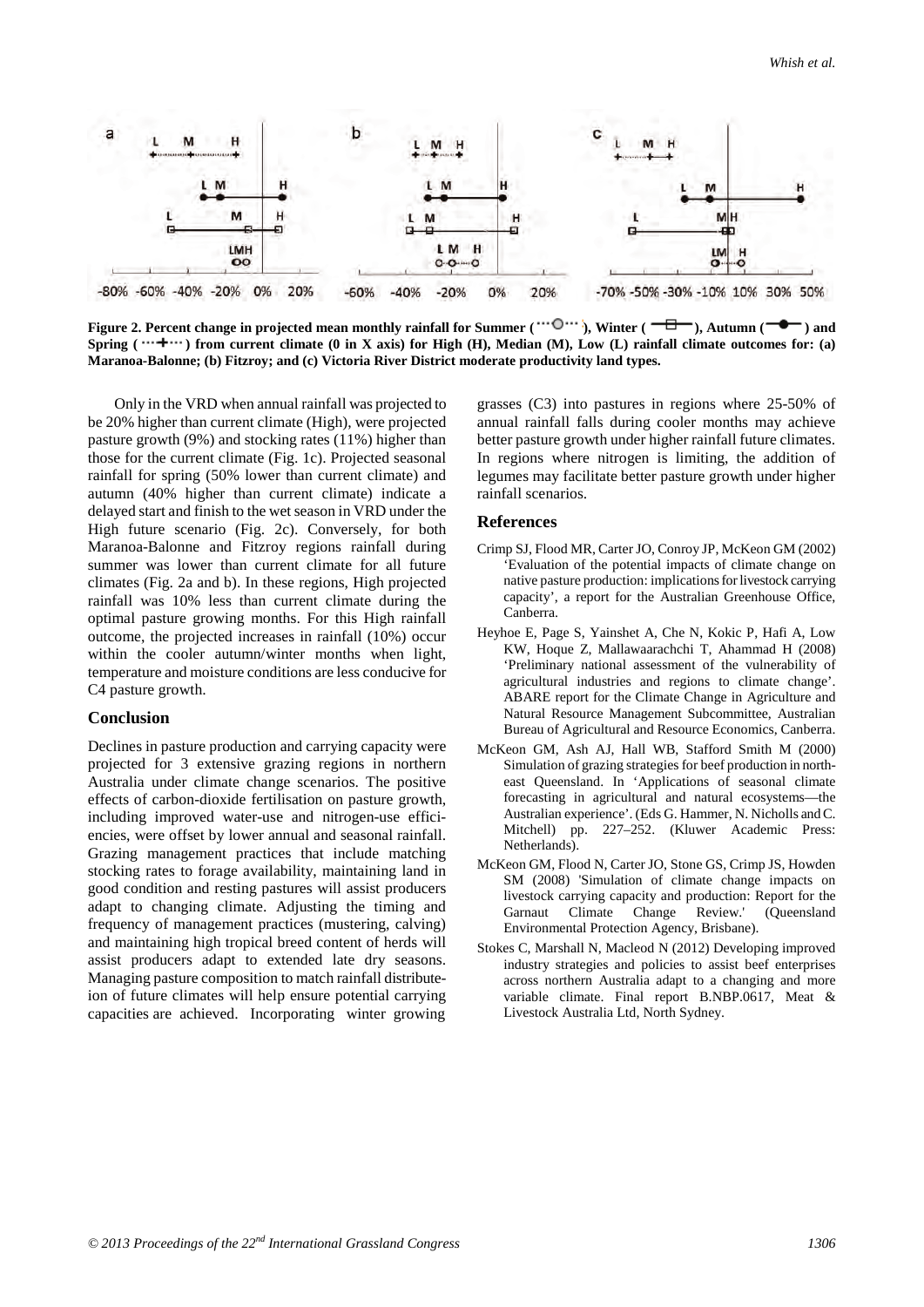a

L M H

L M H

L M H

LMH

-80% -60% -40% -20% 0% 20%

b

L M H

L M H

L M H

L M H

-60% -40% -20% 0% 20%

c

L M H

L M H

L M|H

LM H

-70% -50% -30% -10% 10% 30% 50%

**Figure 2. Percent change in projected mean monthly rainfall for Summer (···○···), Winter (—□—), Autumn (—●—) and Spring (···+···) from current climate (0 in X axis) for High (H), Median (M), Low (L) rainfall climate outcomes for: (a) Maranoa-Balonne; (b) Fitzroy; and (c) Victoria River District moderate productivity land types.**

Only in the VRD when annual rainfall was projected to be 20% higher than current climate (High), were projected pasture growth (9%) and stocking rates (11%) higher than those for the current climate (Fig. 1c). Projected seasonal rainfall for spring (50% lower than current climate) and autumn (40% higher than current climate) indicate a delayed start and finish to the wet season in VRD under the High future scenario (Fig. 2c). Conversely, for both Maranoa-Balonne and Fitzroy regions rainfall during summer was lower than current climate for all future climates (Fig. 2a and b). In these regions, High projected rainfall was 10% less than current climate during the optimal pasture growing months. For this High rainfall outcome, the projected increases in rainfall (10%) occur within the cooler autumn/winter months when light, temperature and moisture conditions are less conducive for C4 pasture growth.

## Conclusion

Declines in pasture production and carrying capacity were projected for 3 extensive grazing regions in northern Australia under climate change scenarios. The positive effects of carbon-dioxide fertilisation on pasture growth, including improved water-use and nitrogen-use efficiencies, were offset by lower annual and seasonal rainfall. Grazing management practices that include matching stocking rates to forage availability, maintaining land in good condition and resting pastures will assist producers adapt to changing climate. Adjusting the timing and frequency of management practices (mustering, calving) and maintaining high tropical breed content of herds will assist producers adapt to extended late dry seasons. Managing pasture composition to match rainfall distribute-ion of future climates will help ensure potential carrying capacities are achieved. Incorporating winter growing grasses (C3) into pastures in regions where 25-50% of annual rainfall falls during cooler months may achieve better pasture growth under higher rainfall future climates. In regions where nitrogen is limiting, the addition of legumes may facilitate better pasture growth under higher rainfall scenarios.

## References

Crimp SJ, Flood MR, Carter JO, Conroy JP, McKeon GM (2002) 'Evaluation of the potential impacts of climate change on native pasture production: implications for livestock carrying capacity', a report for the Australian Greenhouse Office, Canberra.

Heyhoe E, Page S, Yainshet A, Che N, Kokic P, Hafi A, Low KW, Hoque Z, Mallawaarachchi T, Ahammad H (2008) 'Preliminary national assessment of the vulnerability of agricultural industries and regions to climate change'. ABARE report for the Climate Change in Agriculture and Natural Resource Management Subcommittee, Australian Bureau of Agricultural and Resource Economics, Canberra.

McKeon GM, Ash AJ, Hall WB, Stafford Smith M (2000) Simulation of grazing strategies for beef production in north-east Queensland. In 'Applications of seasonal climate forecasting in agricultural and natural ecosystems—the Australian experience'. (Eds G. Hammer, N. Nicholls and C. Mitchell) pp. 227–252. (Kluwer Academic Press: Netherlands).

McKeon GM, Flood N, Carter JO, Stone GS, Crimp JS, Howden SM (2008) 'Simulation of climate change impacts on livestock carrying capacity and production: Report for the Garnaut Climate Change Review.' (Queensland Environmental Protection Agency, Brisbane).

Stokes C, Marshall N, Macleod N (2012) Developing improved industry strategies and policies to assist beef enterprises across northern Australia adapt to a changing and more variable climate. Final report B.NBP.0617, Meat & Livestock Australia Ltd, North Sydney.